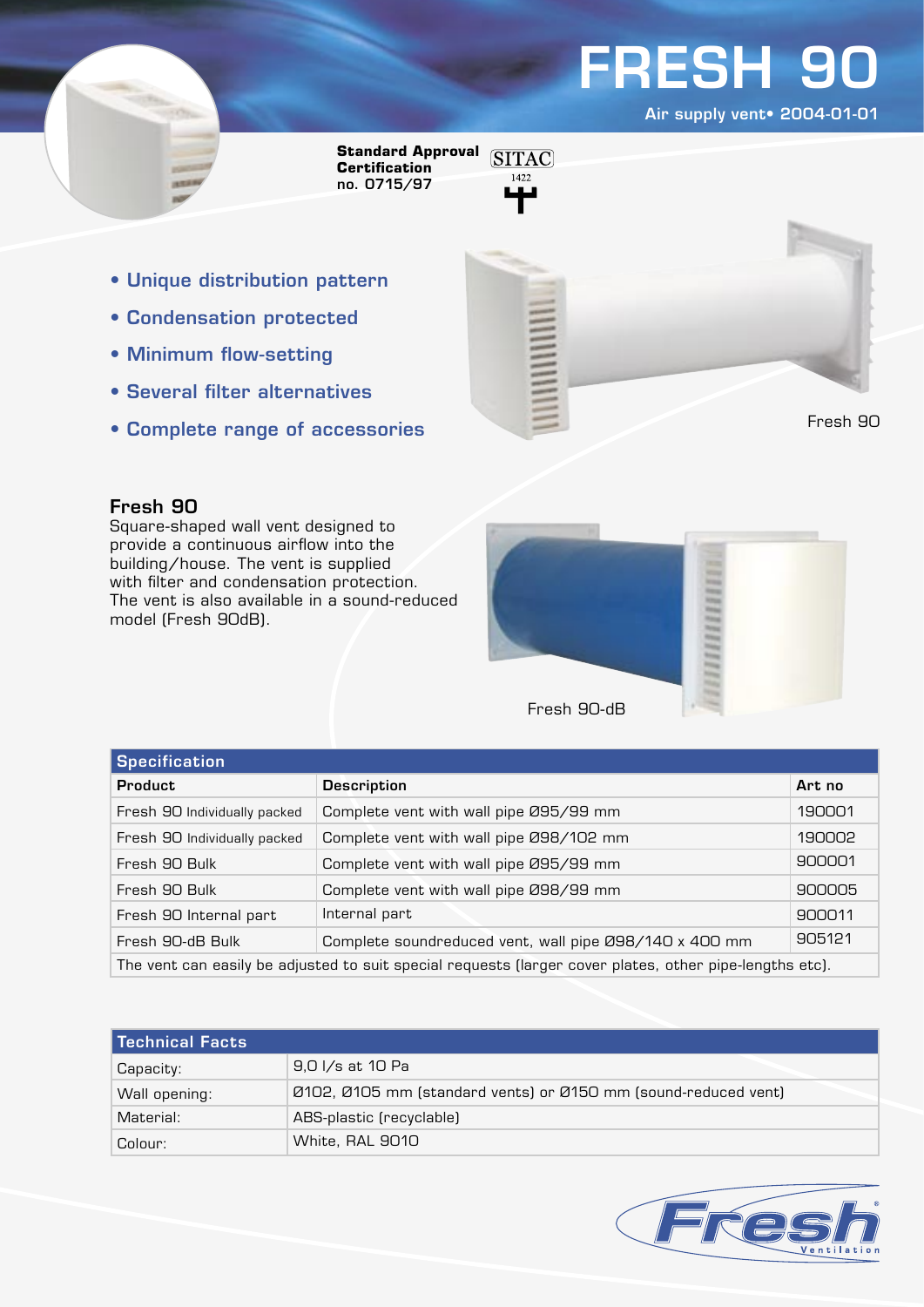# FRESH 90

Air supply vent• 2004-01-01

**Standard Approval Certification** no. 0715/97

SITAC 1422

- Unique distribution pattern
- Condensation protected
- Minimum flow-setting
- Several filter alternatives
- Complete range of accessories

Fresh 90

## Fresh 90

Square-shaped wall vent designed to provide a continuous airflow into the building/house. The vent is supplied with filter and condensation protection. The vent is also available in a sound-reduced model (Fresh 90dB).

Fresh 90-dB

| Specification | | |
|---|---|---|
| **Product** | **Description** | **Art no** |
| Fresh 90 Individually packed | Complete vent with wall pipe Ø95/99 mm | 190001 |
| Fresh 90 Individually packed | Complete vent with wall pipe Ø98/102 mm | 190002 |
| Fresh 90 Bulk | Complete vent with wall pipe Ø95/99 mm | 900001 |
| Fresh 90 Bulk | Complete vent with wall pipe Ø98/99 mm | 900005 |
| Fresh 90 Internal part | Internal part | 900011 |
| Fresh 90-dB Bulk | Complete soundreduced vent, wall pipe Ø98/140 x 400 mm | 905121 |
| The vent can easily be adjusted to suit special requests (larger cover plates, other pipe-lengths etc). | | |

| Technical Facts | |
|---|---|
| Capacity: | 9,0 l/s at 10 Pa |
| Wall opening: | Ø102, Ø105 mm (standard vents) or Ø150 mm (sound-reduced vent) |
| Material: | ABS-plastic (recyclable) |
| Colour: | White, RAL 9010 |

Fresh® Ventilation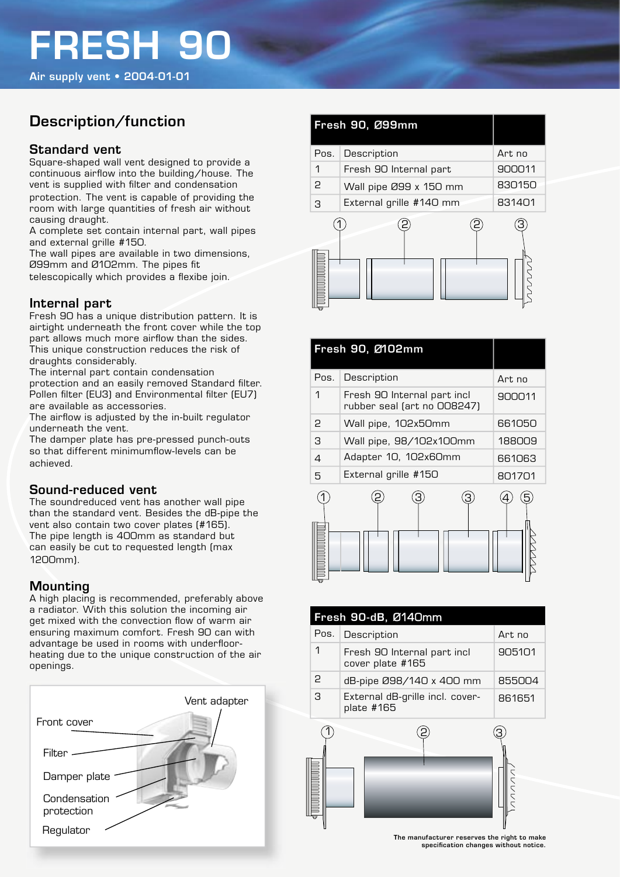# FRESH 90

Air supply vent • 2004-01-01

## Description/function

### Standard vent

Square-shaped wall vent designed to provide a continuous airflow into the building/house. The vent is supplied with filter and condensation protection. The vent is capable of providing the room with large quantities of fresh air without causing draught.
A complete set contain internal part, wall pipes and external grille #150.
The wall pipes are available in two dimensions, Ø99mm and Ø102mm. The pipes fit telescopically which provides a flexibe join.

### Internal part

Fresh 90 has a unique distribution pattern. It is airtight underneath the front cover while the top part allows much more airflow than the sides. This unique construction reduces the risk of draughts considerably.
The internal part contain condensation protection and an easily removed Standard filter. Pollen filter (EU3) and Environmental filter (EU7) are available as accessories.
The airflow is adjusted by the in-built regulator underneath the vent.
The damper plate has pre-pressed punch-outs so that different minimumflow-levels can be achieved.

### Sound-reduced vent

The soundreduced vent has another wall pipe than the standard vent. Besides the dB-pipe the vent also contain two cover plates (#165).
The pipe length is 400mm as standard but can easily be cut to requested length (max 1200mm).

### Mounting

A high placing is recommended, preferably above a radiator. With this solution the incoming air get mixed with the convection flow of warm air ensuring maximum comfort. Fresh 90 can with advantage be used in rooms with underfloor-heating due to the unique construction of the air openings.

Front cover
Filter
Damper plate
Condensation protection
Regulator
Vent adapter

**Fresh 90, Ø99mm**

| Pos. | Description | Art no |
|---|---|---|
| 1 | Fresh 90 Internal part | 900011 |
| 2 | Wall pipe Ø99 x 150 mm | 830150 |
| 3 | External grille #140 mm | 831401 |

**Fresh 90, Ø102mm**

| Pos. | Description | Art no |
|---|---|---|
| 1 | Fresh 90 Internal part incl rubber seal (art no 008247) | 900011 |
| 2 | Wall pipe, 102x50mm | 661050 |
| 3 | Wall pipe, 98/102x100mm | 188009 |
| 4 | Adapter 10, 102x60mm | 661063 |
| 5 | External grille #150 | 801701 |

**Fresh 90-dB, Ø140mm**

| Pos. | Description | Art no |
|---|---|---|
| 1 | Fresh 90 Internal part incl cover plate #165 | 905101 |
| 2 | dB-pipe Ø98/140 x 400 mm | 855004 |
| 3 | External dB-grille incl. cover-plate #165 | 861651 |

The manufacturer reserves the right to make specification changes without notice.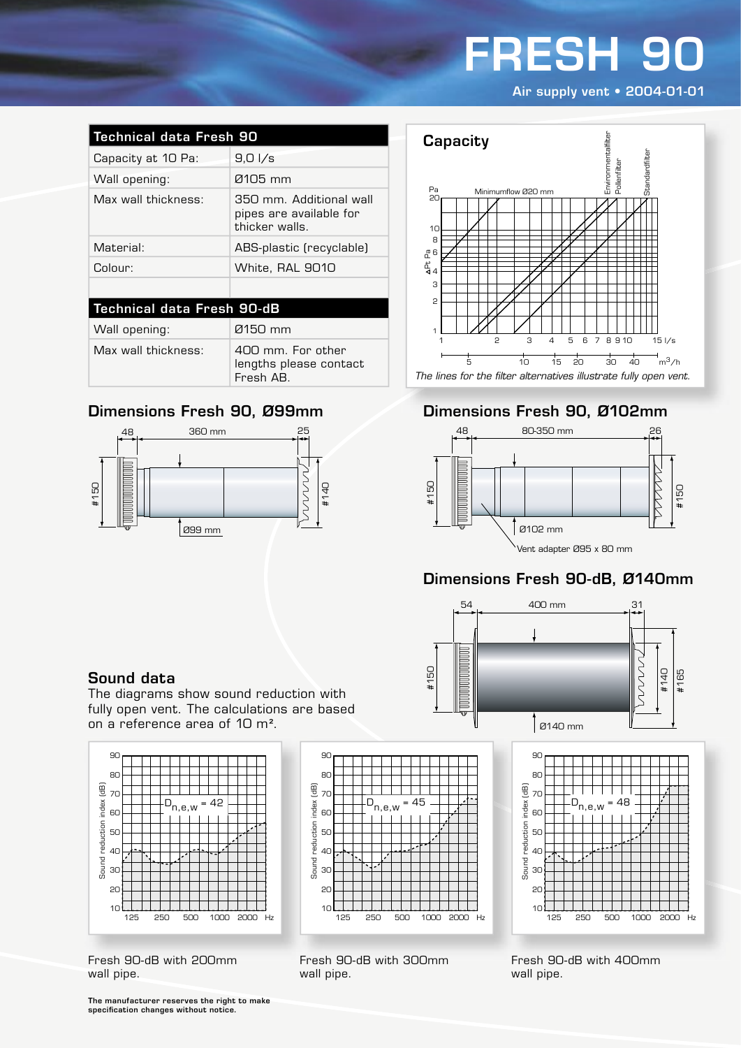# FRESH 90

Air supply vent • 2004-01-01

| Technical data Fresh 90 | |
|---|---|
| Capacity at 10 Pa: | 9,0 l/s |
| Wall opening: | Ø105 mm |
| Max wall thickness: | 350 mm. Additional wall pipes are available for thicker walls. |
| Material: | ABS-plastic (recyclable) |
| Colour: | White, RAL 9010 |

| Technical data Fresh 90-dB | |
|---|---|
| Wall opening: | Ø150 mm |
| Max wall thickness: | 400 mm. For other lengths please contact Fresh AB. |

## Capacity

*The lines for the filter alternatives illustrate fully open vent.*

## Dimensions Fresh 90, Ø99mm

## Dimensions Fresh 90, Ø102mm

Vent adapter Ø95 x 80 mm

## Dimensions Fresh 90-dB, Ø140mm

## Sound data

The diagrams show sound reduction with fully open vent. The calculations are based on a reference area of 10 m².

$D_{n,e,w} = 42$

Fresh 90-dB with 200mm wall pipe.

$D_{n,e,w} = 45$

Fresh 90-dB with 300mm wall pipe.

$D_{n,e,w} = 48$

Fresh 90-dB with 400mm wall pipe.

**The manufacturer reserves the right to make specification changes without notice.**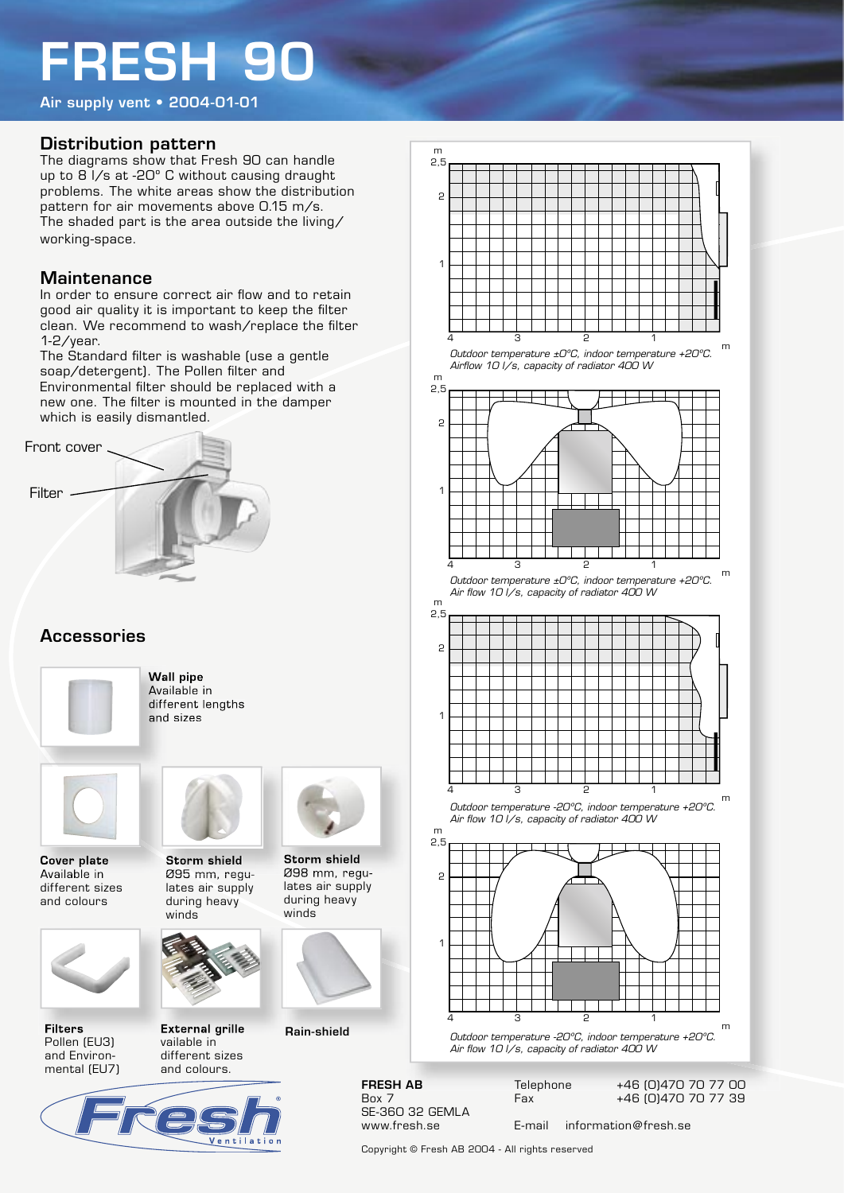# FRESH 90

Air supply vent • 2004-01-01

## Distribution pattern

The diagrams show that Fresh 90 can handle up to 8 l/s at -20° C without causing draught problems. The white areas show the distribution pattern for air movements above 0.15 m/s. The shaded part is the area outside the living/ working-space.

## Maintenance

In order to ensure correct air flow and to retain good air quality it is important to keep the filter clean. We recommend to wash/replace the filter 1-2/year.
The Standard filter is washable (use a gentle soap/detergent). The Pollen filter and Environmental filter should be replaced with a new one. The filter is mounted in the damper which is easily dismantled.

Front cover

Filter

## Accessories

**Wall pipe**
Available in different lengths and sizes

**Cover plate**
Available in different sizes and colours

**Storm shield**
Ø95 mm, regulates air supply during heavy winds

**Storm shield**
Ø98 mm, regulates air supply during heavy winds

**Filters**
Pollen (EU3) and Environmental (EU7)

**External grille**
vailable in different sizes and colours.

**Rain-shield**

m
2,5
2
1
4 3 2 1
m

*Outdoor temperature ±0°C, indoor temperature +20°C.*
*Airflow 10 l/s, capacity of radiator 400 W*

m
2,5
2
1
4 3 2 1
m

*Outdoor temperature ±0°C, indoor temperature +20°C.*
*Air flow 10 l/s, capacity of radiator 400 W*

m
2,5
2
1
4 3 2 1
m

*Outdoor temperature -20°C, indoor temperature +20°C.*
*Air flow 10 l/s, capacity of radiator 400 W*

m
2,5
2
1
4 3 2 1
m

*Outdoor temperature -20°C, indoor temperature +20°C.*
*Air flow 10 l/s, capacity of radiator 400 W*

Fresh® Ventilation

**FRESH AB**
Box 7
SE-360 32 GEMLA
www.fresh.se

Telephone +46 (0)470 70 77 00
Fax +46 (0)470 70 77 39
E-mail information@fresh.se

Copyright © Fresh AB 2004 - All rights reserved